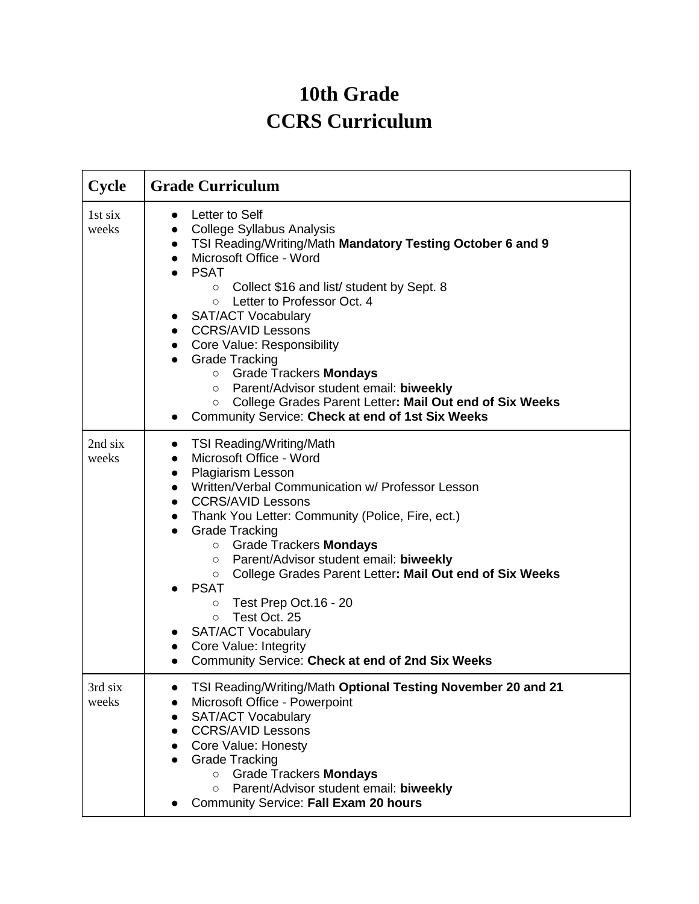# 10th Grade
# CCRS Curriculum

| Cycle | Grade Curriculum |
|---|---|
| 1st six weeks | • Letter to Self<br>• College Syllabus Analysis<br>• TSI Reading/Writing/Math **Mandatory Testing October 6 and 9**<br>• Microsoft Office - Word<br>• PSAT<br>  ○ Collect $16 and list/ student by Sept. 8<br>  ○ Letter to Professor Oct. 4<br>• SAT/ACT Vocabulary<br>• CCRS/AVID Lessons<br>• Core Value: Responsibility<br>• Grade Tracking<br>  ○ Grade Trackers **Mondays**<br>  ○ Parent/Advisor student email: **biweekly**<br>  ○ College Grades Parent Letter**: Mail Out end of Six Weeks**<br>• Community Service: **Check at end of 1st Six Weeks** |
| 2nd six weeks | • TSI Reading/Writing/Math<br>• Microsoft Office - Word<br>• Plagiarism Lesson<br>• Written/Verbal Communication w/ Professor Lesson<br>• CCRS/AVID Lessons<br>• Thank You Letter: Community (Police, Fire, ect.)<br>• Grade Tracking<br>  ○ Grade Trackers **Mondays**<br>  ○ Parent/Advisor student email: **biweekly**<br>  ○ College Grades Parent Letter**: Mail Out end of Six Weeks**<br>• PSAT<br>  ○ Test Prep Oct.16 - 20<br>  ○ Test Oct. 25<br>• SAT/ACT Vocabulary<br>• Core Value: Integrity<br>• Community Service: **Check at end of 2nd Six Weeks** |
| 3rd six weeks | • TSI Reading/Writing/Math **Optional Testing November 20 and 21**<br>• Microsoft Office - Powerpoint<br>• SAT/ACT Vocabulary<br>• CCRS/AVID Lessons<br>• Core Value: Honesty<br>• Grade Tracking<br>  ○ Grade Trackers **Mondays**<br>  ○ Parent/Advisor student email: **biweekly**<br>• Community Service: **Fall Exam 20 hours** |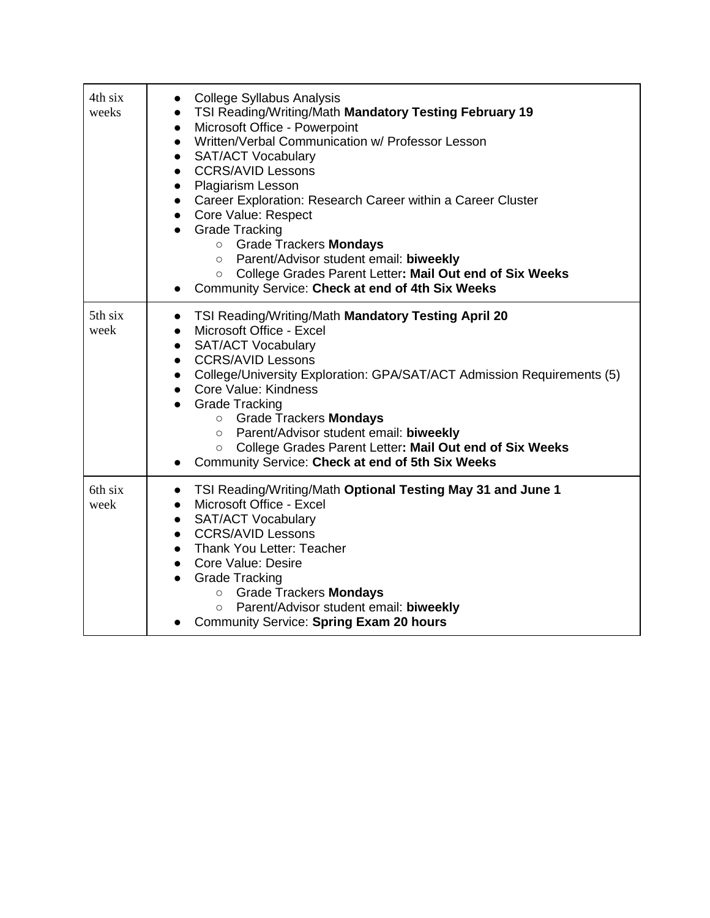| | |
|---|---|
| 4th six weeks | • College Syllabus Analysis<br>• TSI Reading/Writing/Math **Mandatory Testing February 19**<br>• Microsoft Office - Powerpoint<br>• Written/Verbal Communication w/ Professor Lesson<br>• SAT/ACT Vocabulary<br>• CCRS/AVID Lessons<br>• Plagiarism Lesson<br>• Career Exploration: Research Career within a Career Cluster<br>• Core Value: Respect<br>• Grade Tracking<br>  ○ Grade Trackers **Mondays**<br>  ○ Parent/Advisor student email: **biweekly**<br>  ○ College Grades Parent Letter**: Mail Out end of Six Weeks**<br>• Community Service: **Check at end of 4th Six Weeks** |
| 5th six week | • TSI Reading/Writing/Math **Mandatory Testing April 20**<br>• Microsoft Office - Excel<br>• SAT/ACT Vocabulary<br>• CCRS/AVID Lessons<br>• College/University Exploration: GPA/SAT/ACT Admission Requirements (5)<br>• Core Value: Kindness<br>• Grade Tracking<br>  ○ Grade Trackers **Mondays**<br>  ○ Parent/Advisor student email: **biweekly**<br>  ○ College Grades Parent Letter**: Mail Out end of Six Weeks**<br>• Community Service: **Check at end of 5th Six Weeks** |
| 6th six week | • TSI Reading/Writing/Math **Optional Testing May 31 and June 1**<br>• Microsoft Office - Excel<br>• SAT/ACT Vocabulary<br>• CCRS/AVID Lessons<br>• Thank You Letter: Teacher<br>• Core Value: Desire<br>• Grade Tracking<br>  ○ Grade Trackers **Mondays**<br>  ○ Parent/Advisor student email: **biweekly**<br>• Community Service: **Spring Exam 20 hours** |